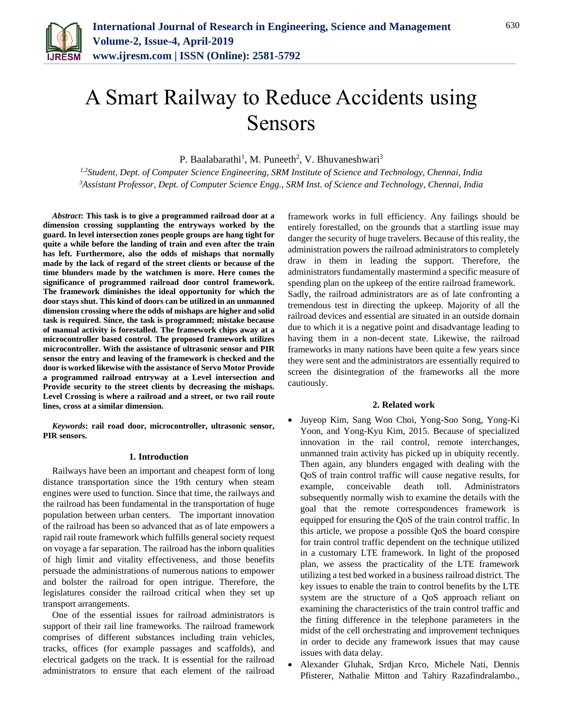# A Smart Railway to Reduce Accidents using Sensors

P. Baalabarathi[1], M. Puneeth[2], V. Bhuvaneshwari[3]

[1,2]*Student, Dept. of Computer Science Engineering, SRM Institute of Science and Technology, Chennai, India*
[3]*Assistant Professor, Dept. of Computer Science Engg., SRM Inst. of Science and Technology, Chennai, India*

***Abstract*: This task is to give a programmed railroad door at a dimension crossing supplanting the entryways worked by the guard. In level intersection zones people groups are hang tight for quite a while before the landing of train and even after the train has left. Furthermore, also the odds of mishaps that normally made by the lack of regard of the street clients or because of the time blunders made by the watchmen is more. Here comes the significance of programmed railroad door control framework. The framework diminishes the ideal opportunity for which the door stays shut. This kind of doors can be utilized in an unmanned dimension crossing where the odds of mishaps are higher and solid task is required. Since, the task is programmed; mistake because of manual activity is forestalled. The framework chips away at a microcontroller based control. The proposed framework utilizes microcontroller. With the assistance of ultrasonic sensor and PIR sensor the entry and leaving of the framework is checked and the door is worked likewise with the assistance of Servo Motor Provide a programmed railroad entryway at a Level intersection and Provide security to the street clients by decreasing the mishaps. Level Crossing is where a railroad and a street, or two rail route lines, cross at a similar dimension.**

***Keywords*: rail road door, microcontroller, ultrasonic sensor, PIR sensors.**

## 1. Introduction

Railways have been an important and cheapest form of long distance transportation since the 19th century when steam engines were used to function. Since that time, the railways and the railroad has been fundamental in the transportation of huge population between urban centers. The important innovation of the railroad has been so advanced that as of late empowers a rapid rail route framework which fulfills general society request on voyage a far separation. The railroad has the inborn qualities of high limit and vitality effectiveness, and those benefits persuade the administrations of numerous nations to empower and bolster the railroad for open intrigue. Therefore, the legislatures consider the railroad critical when they set up transport arrangements.

One of the essential issues for railroad administrators is support of their rail line frameworks. The railroad framework comprises of different substances including train vehicles, tracks, offices (for example passages and scaffolds), and electrical gadgets on the track. It is essential for the railroad administrators to ensure that each element of the railroad framework works in full efficiency. Any failings should be entirely forestalled, on the grounds that a startling issue may danger the security of huge travelers. Because of this reality, the administration powers the railroad administrators to completely draw in them in leading the support. Therefore, the administrators fundamentally mastermind a specific measure of spending plan on the upkeep of the entire railroad framework.
Sadly, the railroad administrators are as of late confronting a tremendous test in directing the upkeep. Majority of all the railroad devices and essential are situated in an outside domain due to which it is a negative point and disadvantage leading to having them in a non-decent state. Likewise, the railroad frameworks in many nations have been quite a few years since they were sent and the administrators are essentially required to screen the disintegration of the frameworks all the more cautiously.

## 2. Related work

- Juyeop Kim, Sang Won Choi, Yong-Soo Song, Yong-Ki Yoon, and Yong-Kyu Kim, 2015. Because of specialized innovation in the rail control, remote interchanges, unmanned train activity has picked up in ubiquity recently. Then again, any blunders engaged with dealing with the QoS of train control traffic will cause negative results, for example, conceivable death toll. Administrators subsequently normally wish to examine the details with the goal that the remote correspondences framework is equipped for ensuring the QoS of the train control traffic. In this article, we propose a possible QoS the board conspire for train control traffic dependent on the technique utilized in a customary LTE framework. In light of the proposed plan, we assess the practicality of the LTE framework utilizing a test bed worked in a business railroad district. The key issues to enable the train to control benefits by the LTE system are the structure of a QoS approach reliant on examining the characteristics of the train control traffic and the fitting difference in the telephone parameters in the midst of the cell orchestrating and improvement techniques in order to decide any framework issues that may cause issues with data delay.
- Alexander Gluhak, Srdjan Krco, Michele Nati, Dennis Pfisterer, Nathalie Mitton and Tahiry Razafindralambo.,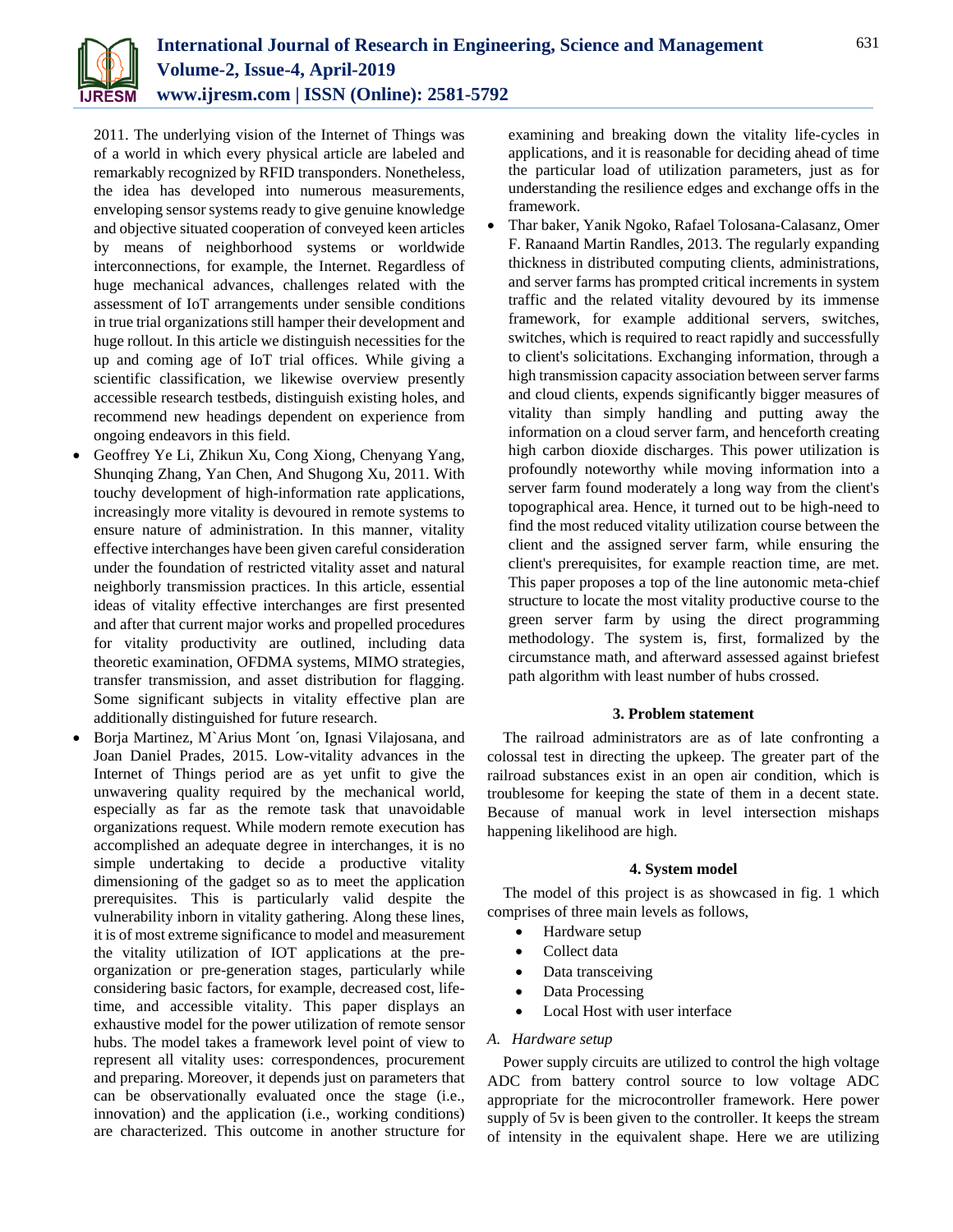2011. The underlying vision of the Internet of Things was of a world in which every physical article are labeled and remarkably recognized by RFID transponders. Nonetheless, the idea has developed into numerous measurements, enveloping sensor systems ready to give genuine knowledge and objective situated cooperation of conveyed keen articles by means of neighborhood systems or worldwide interconnections, for example, the Internet. Regardless of huge mechanical advances, challenges related with the assessment of IoT arrangements under sensible conditions in true trial organizations still hamper their development and huge rollout. In this article we distinguish necessities for the up and coming age of IoT trial offices. While giving a scientific classification, we likewise overview presently accessible research testbeds, distinguish existing holes, and recommend new headings dependent on experience from ongoing endeavors in this field.

- Geoffrey Ye Li, Zhikun Xu, Cong Xiong, Chenyang Yang, Shunqing Zhang, Yan Chen, And Shugong Xu, 2011. With touchy development of high-information rate applications, increasingly more vitality is devoured in remote systems to ensure nature of administration. In this manner, vitality effective interchanges have been given careful consideration under the foundation of restricted vitality asset and natural neighborly transmission practices. In this article, essential ideas of vitality effective interchanges are first presented and after that current major works and propelled procedures for vitality productivity are outlined, including data theoretic examination, OFDMA systems, MIMO strategies, transfer transmission, and asset distribution for flagging. Some significant subjects in vitality effective plan are additionally distinguished for future research.
- Borja Martinez, M`Arius Mont ´on, Ignasi Vilajosana, and Joan Daniel Prades, 2015. Low-vitality advances in the Internet of Things period are as yet unfit to give the unwavering quality required by the mechanical world, especially as far as the remote task that unavoidable organizations request. While modern remote execution has accomplished an adequate degree in interchanges, it is no simple undertaking to decide a productive vitality dimensioning of the gadget so as to meet the application prerequisites. This is particularly valid despite the vulnerability inborn in vitality gathering. Along these lines, it is of most extreme significance to model and measurement the vitality utilization of IOT applications at the pre-organization or pre-generation stages, particularly while considering basic factors, for example, decreased cost, life-time, and accessible vitality. This paper displays an exhaustive model for the power utilization of remote sensor hubs. The model takes a framework level point of view to represent all vitality uses: correspondences, procurement and preparing. Moreover, it depends just on parameters that can be observationally evaluated once the stage (i.e., innovation) and the application (i.e., working conditions) are characterized. This outcome in another structure for examining and breaking down the vitality life-cycles in applications, and it is reasonable for deciding ahead of time the particular load of utilization parameters, just as for understanding the resilience edges and exchange offs in the framework.
- Thar baker, Yanik Ngoko, Rafael Tolosana-Calasanz, Omer F. Ranaand Martin Randles, 2013. The regularly expanding thickness in distributed computing clients, administrations, and server farms has prompted critical increments in system traffic and the related vitality devoured by its immense framework, for example additional servers, switches, switches, which is required to react rapidly and successfully to client's solicitations. Exchanging information, through a high transmission capacity association between server farms and cloud clients, expends significantly bigger measures of vitality than simply handling and putting away the information on a cloud server farm, and henceforth creating high carbon dioxide discharges. This power utilization is profoundly noteworthy while moving information into a server farm found moderately a long way from the client's topographical area. Hence, it turned out to be high-need to find the most reduced vitality utilization course between the client and the assigned server farm, while ensuring the client's prerequisites, for example reaction time, are met. This paper proposes a top of the line autonomic meta-chief structure to locate the most vitality productive course to the green server farm by using the direct programming methodology. The system is, first, formalized by the circumstance math, and afterward assessed against briefest path algorithm with least number of hubs crossed.

## 3. Problem statement

The railroad administrators are as of late confronting a colossal test in directing the upkeep. The greater part of the railroad substances exist in an open air condition, which is troublesome for keeping the state of them in a decent state. Because of manual work in level intersection mishaps happening likelihood are high.

## 4. System model

The model of this project is as showcased in fig. 1 which comprises of three main levels as follows,

- Hardware setup
- Collect data
- Data transceiving
- Data Processing
- Local Host with user interface

### *A. Hardware setup*

Power supply circuits are utilized to control the high voltage ADC from battery control source to low voltage ADC appropriate for the microcontroller framework. Here power supply of 5v is been given to the controller. It keeps the stream of intensity in the equivalent shape. Here we are utilizing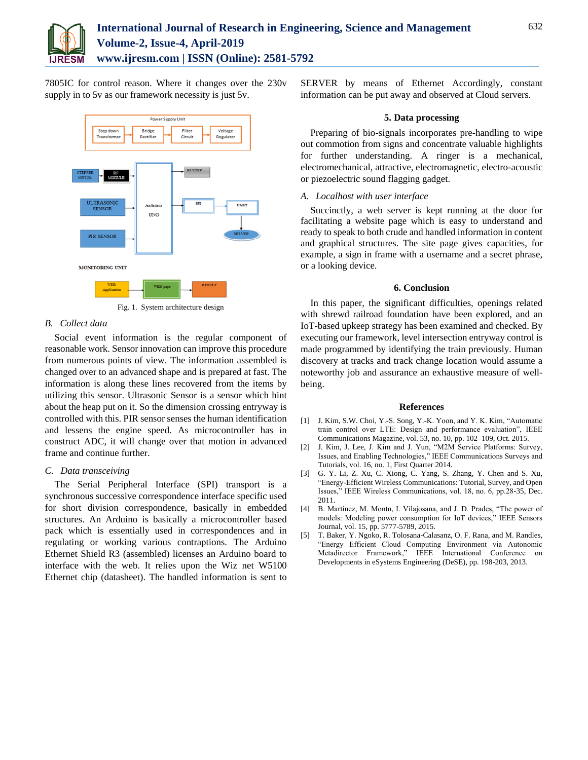7805IC for control reason. Where it changes over the 230v supply in to 5v as our framework necessity is just 5v.

Power Supply Unit

Step down Transformer

Bridge Rectifier

Filter Circuit

Voltage Regulator

STEPPER MOTOR

RF MODULE

BUZZER

ULTRASONIC SENSOR

Arduino UNO

SPI

UART

SERVER

PIR SENSOR

MONITORING UNIT

WEB Application

WEB page

RESULT

Fig. 1. System architecture design

### B. Collect data

Social event information is the regular component of reasonable work. Sensor innovation can improve this procedure from numerous points of view. The information assembled is changed over to an advanced shape and is prepared at fast. The information is along these lines recovered from the items by utilizing this sensor. Ultrasonic Sensor is a sensor which hint about the heap put on it. So the dimension crossing entryway is controlled with this. PIR sensor senses the human identification and lessens the engine speed. As microcontroller has in construct ADC, it will change over that motion in advanced frame and continue further.

### C. Data transceiving

The Serial Peripheral Interface (SPI) transport is a synchronous successive correspondence interface specific used for short division correspondence, basically in embedded structures. An Arduino is basically a microcontroller based pack which is essentially used in correspondences and in regulating or working various contraptions. The Arduino Ethernet Shield R3 (assembled) licenses an Arduino board to interface with the web. It relies upon the Wiz net W5100 Ethernet chip (datasheet). The handled information is sent to SERVER by means of Ethernet Accordingly, constant information can be put away and observed at Cloud servers.

## 5. Data processing

Preparing of bio-signals incorporates pre-handling to wipe out commotion from signs and concentrate valuable highlights for further understanding. A ringer is a mechanical, electromechanical, attractive, electromagnetic, electro-acoustic or piezoelectric sound flagging gadget.

### A. Localhost with user interface

Succinctly, a web server is kept running at the door for facilitating a website page which is easy to understand and ready to speak to both crude and handled information in content and graphical structures. The site page gives capacities, for example, a sign in frame with a username and a secret phrase, or a looking device.

## 6. Conclusion

In this paper, the significant difficulties, openings related with shrewd railroad foundation have been explored, and an IoT-based upkeep strategy has been examined and checked. By executing our framework, level intersection entryway control is made programmed by identifying the train previously. Human discovery at tracks and track change location would assume a noteworthy job and assurance an exhaustive measure of well-being.

## References

[1] J. Kim, S.W. Choi, Y.-S. Song, Y.-K. Yoon, and Y. K. Kim, "Automatic train control over LTE: Design and performance evaluation", IEEE Communications Magazine, vol. 53, no. 10, pp. 102–109, Oct. 2015.

[2] J. Kim, J. Lee, J. Kim and J. Yun, "M2M Service Platforms: Survey, Issues, and Enabling Technologies," IEEE Communications Surveys and Tutorials, vol. 16, no. 1, First Quarter 2014.

[3] G. Y. Li, Z. Xu, C. Xiong, C. Yang, S. Zhang, Y. Chen and S. Xu, "Energy-Efficient Wireless Communications: Tutorial, Survey, and Open Issues," IEEE Wireless Communications, vol. 18, no. 6, pp.28-35, Dec. 2011.

[4] B. Martinez, M. Montn, I. Vilajosana, and J. D. Prades, "The power of models: Modeling power consumption for IoT devices," IEEE Sensors Journal, vol. 15, pp. 5777-5789, 2015.

[5] T. Baker, Y. Ngoko, R. Tolosana-Calasanz, O. F. Rana, and M. Randles, "Energy Efficient Cloud Computing Environment via Autonomic Metadirector Framework," IEEE International Conference on Developments in eSystems Engineering (DeSE), pp. 198-203, 2013.